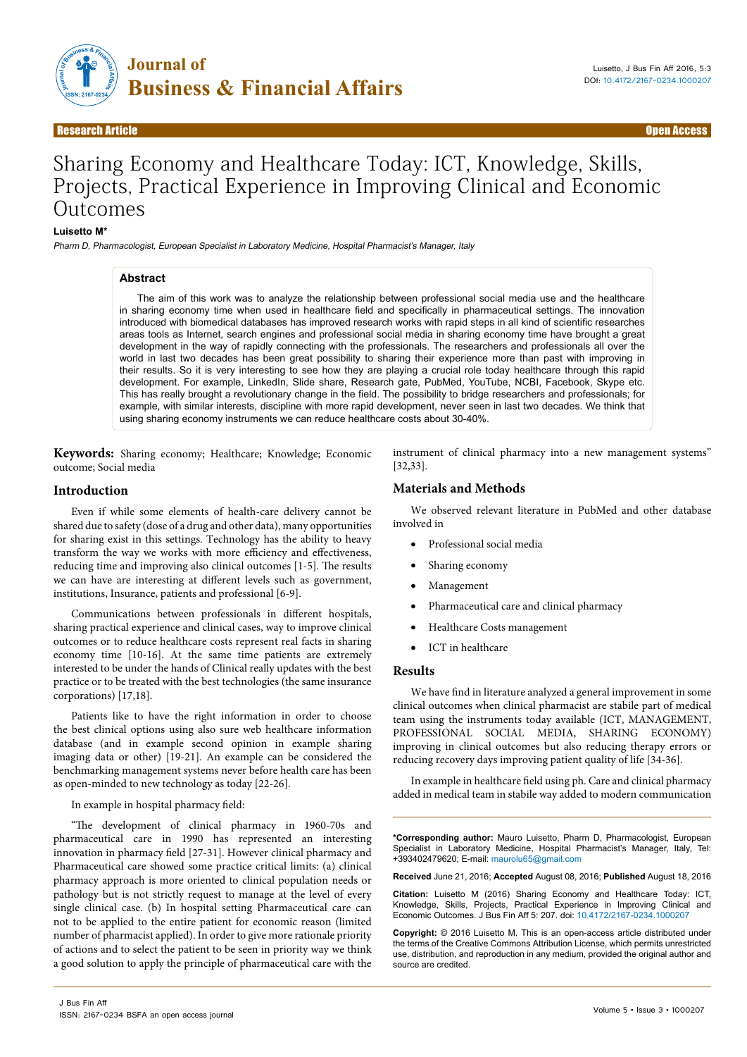Research Article | Open Access

# Sharing Economy and Healthcare Today: ICT, Knowledge, Skills, Projects, Practical Experience in Improving Clinical and Economic Outcomes

**Luisetto M***

*Pharm D, Pharmacologist, European Specialist in Laboratory Medicine, Hospital Pharmacist's Manager, Italy*

## Abstract

The aim of this work was to analyze the relationship between professional social media use and the healthcare in sharing economy time when used in healthcare field and specifically in pharmaceutical settings. The innovation introduced with biomedical databases has improved research works with rapid steps in all kind of scientific researches areas tools as Internet, search engines and professional social media in sharing economy time have brought a great development in the way of rapidly connecting with the professionals. The researchers and professionals all over the world in last two decades has been great possibility to sharing their experience more than past with improving in their results. So it is very interesting to see how they are playing a crucial role today healthcare through this rapid development. For example, LinkedIn, Slide share, Research gate, PubMed, YouTube, NCBI, Facebook, Skype etc. This has really brought a revolutionary change in the field. The possibility to bridge researchers and professionals; for example, with similar interests, discipline with more rapid development, never seen in last two decades. We think that using sharing economy instruments we can reduce healthcare costs about 30-40%.

**Keywords:** Sharing economy; Healthcare; Knowledge; Economic outcome; Social media

## Introduction

Even if while some elements of health-care delivery cannot be shared due to safety (dose of a drug and other data), many opportunities for sharing exist in this settings. Technology has the ability to heavy transform the way we works with more efficiency and effectiveness, reducing time and improving also clinical outcomes [1-5]. The results we can have are interesting at different levels such as government, institutions, Insurance, patients and professional [6-9].

Communications between professionals in different hospitals, sharing practical experience and clinical cases, way to improve clinical outcomes or to reduce healthcare costs represent real facts in sharing economy time [10-16]. At the same time patients are extremely interested to be under the hands of Clinical really updates with the best practice or to be treated with the best technologies (the same insurance corporations) [17,18].

Patients like to have the right information in order to choose the best clinical options using also sure web healthcare information database (and in example second opinion in example sharing imaging data or other) [19-21]. An example can be considered the benchmarking management systems never before health care has been as open-minded to new technology as today [22-26].

In example in hospital pharmacy field:

"The development of clinical pharmacy in 1960-70s and pharmaceutical care in 1990 has represented an interesting innovation in pharmacy field [27-31]. However clinical pharmacy and Pharmaceutical care showed some practice critical limits: (a) clinical pharmacy approach is more oriented to clinical population needs or pathology but is not strictly request to manage at the level of every single clinical case. (b) In hospital setting Pharmaceutical care can not to be applied to the entire patient for economic reason (limited number of pharmacist applied). In order to give more rationale priority of actions and to select the patient to be seen in priority way we think a good solution to apply the principle of pharmaceutical care with the instrument of clinical pharmacy into a new management systems" [32,33].

## Materials and Methods

We observed relevant literature in PubMed and other database involved in

- Professional social media
- Sharing economy
- Management
- Pharmaceutical care and clinical pharmacy
- Healthcare Costs management
- ICT in healthcare

## Results

We have find in literature analyzed a general improvement in some clinical outcomes when clinical pharmacist are stabile part of medical team using the instruments today available (ICT, MANAGEMENT, PROFESSIONAL SOCIAL MEDIA, SHARING ECONOMY) improving in clinical outcomes but also reducing therapy errors or reducing recovery days improving patient quality of life [34-36].

In example in healthcare field using ph. Care and clinical pharmacy added in medical team in stabile way added to modern communication

---

**\*Corresponding author:** Mauro Luisetto, Pharm D, Pharmacologist, European Specialist in Laboratory Medicine, Hospital Pharmacist's Manager, Italy, Tel: +393402479620; E-mail: maurolu65@gmail.com

**Received** June 21, 2016; **Accepted** August 08, 2016; **Published** August 18, 2016

**Citation:** Luisetto M (2016) Sharing Economy and Healthcare Today: ICT, Knowledge, Skills, Projects, Practical Experience in Improving Clinical and Economic Outcomes. J Bus Fin Aff 5: 207. doi: 10.4172/2167-0234.1000207

**Copyright:** © 2016 Luisetto M. This is an open-access article distributed under the terms of the Creative Commons Attribution License, which permits unrestricted use, distribution, and reproduction in any medium, provided the original author and source are credited.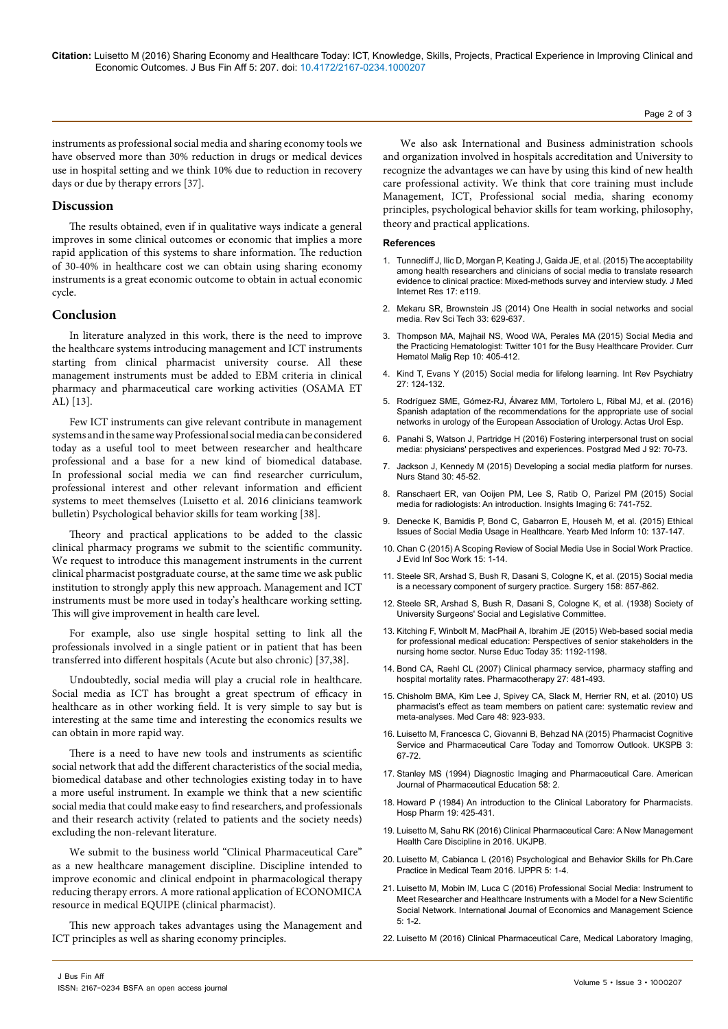instruments as professional social media and sharing economy tools we have observed more than 30% reduction in drugs or medical devices use in hospital setting and we think 10% due to reduction in recovery days or due by therapy errors [37].

## Discussion

The results obtained, even if in qualitative ways indicate a general improves in some clinical outcomes or economic that implies a more rapid application of this systems to share information. The reduction of 30-40% in healthcare cost we can obtain using sharing economy instruments is a great economic outcome to obtain in actual economic cycle.

## Conclusion

In literature analyzed in this work, there is the need to improve the healthcare systems introducing management and ICT instruments starting from clinical pharmacist university course. All these management instruments must be added to EBM criteria in clinical pharmacy and pharmaceutical care working activities (OSAMA ET AL) [13].

Few ICT instruments can give relevant contribute in management systems and in the same way Professional social media can be considered today as a useful tool to meet between researcher and healthcare professional and a base for a new kind of biomedical database. In professional social media we can find researcher curriculum, professional interest and other relevant information and efficient systems to meet themselves (Luisetto et al. 2016 clinicians teamwork bulletin) Psychological behavior skills for team working [38].

Theory and practical applications to be added to the classic clinical pharmacy programs we submit to the scientific community. We request to introduce this management instruments in the current clinical pharmacist postgraduate course, at the same time we ask public institution to strongly apply this new approach. Management and ICT instruments must be more used in today's healthcare working setting. This will give improvement in health care level.

For example, also use single hospital setting to link all the professionals involved in a single patient or in patient that has been transferred into different hospitals (Acute but also chronic) [37,38].

Undoubtedly, social media will play a crucial role in healthcare. Social media as ICT has brought a great spectrum of efficacy in healthcare as in other working field. It is very simple to say but is interesting at the same time and interesting the economics results we can obtain in more rapid way.

There is a need to have new tools and instruments as scientific social network that add the different characteristics of the social media, biomedical database and other technologies existing today in to have a more useful instrument. In example we think that a new scientific social media that could make easy to find researchers, and professionals and their research activity (related to patients and the society needs) excluding the non-relevant literature.

We submit to the business world "Clinical Pharmaceutical Care" as a new healthcare management discipline. Discipline intended to improve economic and clinical endpoint in pharmacological therapy reducing therapy errors. A more rational application of ECONOMICA resource in medical EQUIPE (clinical pharmacist).

This new approach takes advantages using the Management and ICT principles as well as sharing economy principles.

We also ask International and Business administration schools and organization involved in hospitals accreditation and University to recognize the advantages we can have by using this kind of new health care professional activity. We think that core training must include Management, ICT, Professional social media, sharing economy principles, psychological behavior skills for team working, philosophy, theory and practical applications.

### References

1. Tunnecliff J, Ilic D, Morgan P, Keating J, Gaida JE, et al. (2015) The acceptability among health researchers and clinicians of social media to translate research evidence to clinical practice: Mixed-methods survey and interview study. J Med Internet Res 17: e119.
2. Mekaru SR, Brownstein JS (2014) One Health in social networks and social media. Rev Sci Tech 33: 629-637.
3. Thompson MA, Majhail NS, Wood WA, Perales MA (2015) Social Media and the Practicing Hematologist: Twitter 101 for the Busy Healthcare Provider. Curr Hematol Malig Rep 10: 405-412.
4. Kind T, Evans Y (2015) Social media for lifelong learning. Int Rev Psychiatry 27: 124-132.
5. Rodríguez SME, Gómez-RJ, Álvarez MM, Tortolero L, Ribal MJ, et al. (2016) Spanish adaptation of the recommendations for the appropriate use of social networks in urology of the European Association of Urology. Actas Urol Esp.
6. Panahi S, Watson J, Partridge H (2016) Fostering interpersonal trust on social media: physicians' perspectives and experiences. Postgrad Med J 92: 70-73.
7. Jackson J, Kennedy M (2015) Developing a social media platform for nurses. Nurs Stand 30: 45-52.
8. Ranschaert ER, van Ooijen PM, Lee S, Ratib O, Parizel PM (2015) Social media for radiologists: An introduction. Insights Imaging 6: 741-752.
9. Denecke K, Bamidis P, Bond C, Gabarron E, Househ M, et al. (2015) Ethical Issues of Social Media Usage in Healthcare. Yearb Med Inform 10: 137-147.
10. Chan C (2015) A Scoping Review of Social Media Use in Social Work Practice. J Evid Inf Soc Work 15: 1-14.
11. Steele SR, Arshad S, Bush R, Dasani S, Cologne K, et al. (2015) Social media is a necessary component of surgery practice. Surgery 158: 857-862.
12. Steele SR, Arshad S, Bush R, Dasani S, Cologne K, et al. (1938) Society of University Surgeons' Social and Legislative Committee.
13. Kitching F, Winbolt M, MacPhail A, Ibrahim JE (2015) Web-based social media for professional medical education: Perspectives of senior stakeholders in the nursing home sector. Nurse Educ Today 35: 1192-1198.
14. Bond CA, Raehl CL (2007) Clinical pharmacy service, pharmacy staffing and hospital mortality rates. Pharmacotherapy 27: 481-493.
15. Chisholm BMA, Kim Lee J, Spivey CA, Slack M, Herrier RN, et al. (2010) US pharmacist's effect as team members on patient care: systematic review and meta-analyses. Med Care 48: 923-933.
16. Luisetto M, Francesca C, Giovanni B, Behzad NA (2015) Pharmacist Cognitive Service and Pharmaceutical Care Today and Tomorrow Outlook. UKSPB 3: 67-72.
17. Stanley MS (1994) Diagnostic Imaging and Pharmaceutical Care. American Journal of Pharmaceutical Education 58: 2.
18. Howard P (1984) An introduction to the Clinical Laboratory for Pharmacists. Hosp Pharm 19: 425-431.
19. Luisetto M, Sahu RK (2016) Clinical Pharmaceutical Care: A New Management Health Care Discipline in 2016. UKJPB.
20. Luisetto M, Cabianca L (2016) Psychological and Behavior Skills for Ph.Care Practice in Medical Team 2016. IJPPR 5: 1-4.
21. Luisetto M, Mobin IM, Luca C (2016) Professional Social Media: Instrument to Meet Researcher and Healthcare Instruments with a Model for a New Scientific Social Network. International Journal of Economics and Management Science 5: 1-2.
22. Luisetto M (2016) Clinical Pharmaceutical Care, Medical Laboratory Imaging,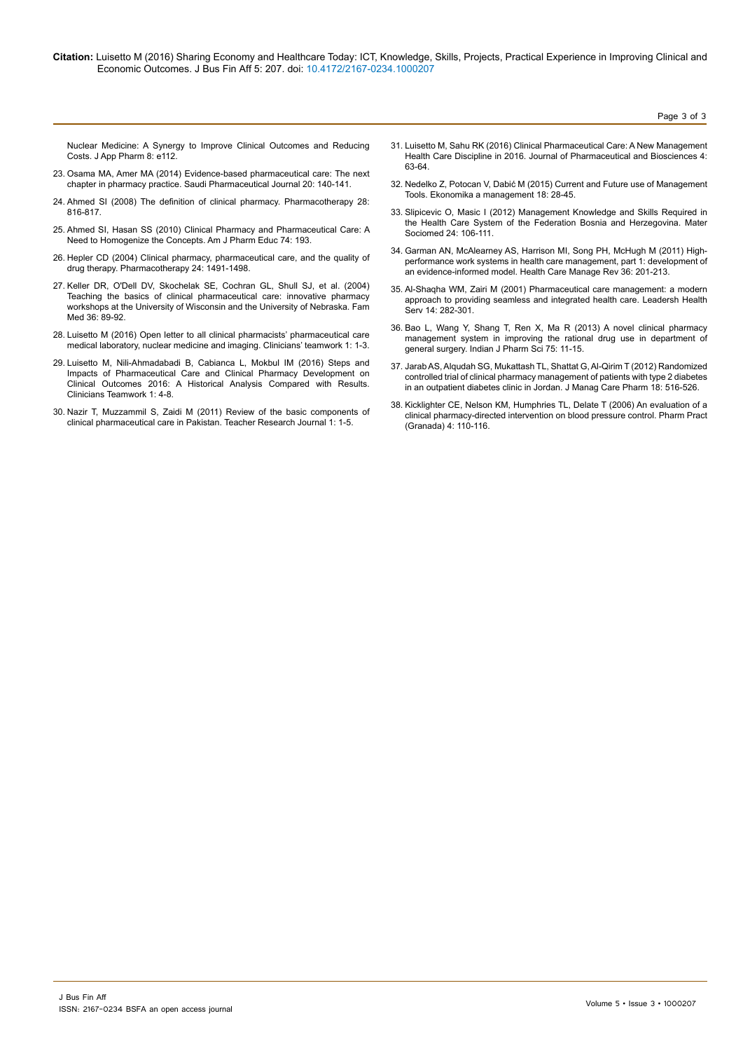Nuclear Medicine: A Synergy to Improve Clinical Outcomes and Reducing Costs. J App Pharm 8: e112.

23. Osama MA, Amer MA (2014) Evidence-based pharmaceutical care: The next chapter in pharmacy practice. Saudi Pharmaceutical Journal 20: 140-141.

24. Ahmed SI (2008) The definition of clinical pharmacy. Pharmacotherapy 28: 816-817.

25. Ahmed SI, Hasan SS (2010) Clinical Pharmacy and Pharmaceutical Care: A Need to Homogenize the Concepts. Am J Pharm Educ 74: 193.

26. Hepler CD (2004) Clinical pharmacy, pharmaceutical care, and the quality of drug therapy. Pharmacotherapy 24: 1491-1498.

27. Keller DR, O'Dell DV, Skochelak SE, Cochran GL, Shull SJ, et al. (2004) Teaching the basics of clinical pharmaceutical care: innovative pharmacy workshops at the University of Wisconsin and the University of Nebraska. Fam Med 36: 89-92.

28. Luisetto M (2016) Open letter to all clinical pharmacists' pharmaceutical care medical laboratory, nuclear medicine and imaging. Clinicians' teamwork 1: 1-3.

29. Luisetto M, Nili-Ahmadabadi B, Cabianca L, Mokbul IM (2016) Steps and Impacts of Pharmaceutical Care and Clinical Pharmacy Development on Clinical Outcomes 2016: A Historical Analysis Compared with Results. Clinicians Teamwork 1: 4-8.

30. Nazir T, Muzzammil S, Zaidi M (2011) Review of the basic components of clinical pharmaceutical care in Pakistan. Teacher Research Journal 1: 1-5.

31. Luisetto M, Sahu RK (2016) Clinical Pharmaceutical Care: A New Management Health Care Discipline in 2016. Journal of Pharmaceutical and Biosciences 4: 63-64.

32. Nedelko Z, Potocan V, Dabić M (2015) Current and Future use of Management Tools. Ekonomika a management 18: 28-45.

33. Slipicevic O, Masic I (2012) Management Knowledge and Skills Required in the Health Care System of the Federation Bosnia and Herzegovina. Mater Sociomed 24: 106-111.

34. Garman AN, McAlearney AS, Harrison MI, Song PH, McHugh M (2011) High-performance work systems in health care management, part 1: development of an evidence-informed model. Health Care Manage Rev 36: 201-213.

35. Al-Shaqha WM, Zairi M (2001) Pharmaceutical care management: a modern approach to providing seamless and integrated health care. Leadersh Health Serv 14: 282-301.

36. Bao L, Wang Y, Shang T, Ren X, Ma R (2013) A novel clinical pharmacy management system in improving the rational drug use in department of general surgery. Indian J Pharm Sci 75: 11-15.

37. Jarab AS, Alqudah SG, Mukattash TL, Shattat G, Al-Qirim T (2012) Randomized controlled trial of clinical pharmacy management of patients with type 2 diabetes in an outpatient diabetes clinic in Jordan. J Manag Care Pharm 18: 516-526.

38. Kicklighter CE, Nelson KM, Humphries TL, Delate T (2006) An evaluation of a clinical pharmacy-directed intervention on blood pressure control. Pharm Pract (Granada) 4: 110-116.